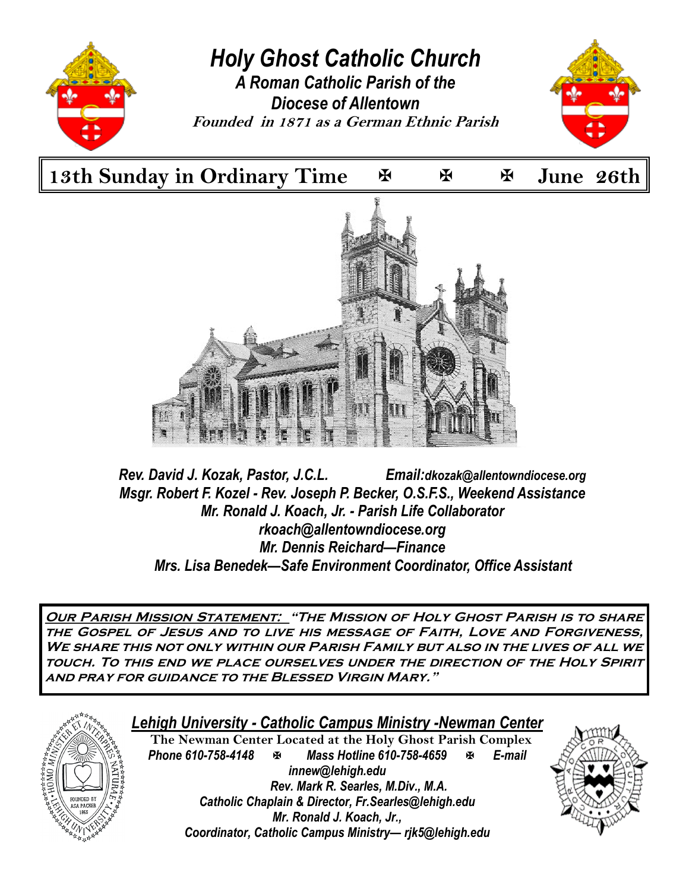# Holy Ghost Catholic Church

***A Roman Catholic Parish of the Diocese of Allentown***

*Founded in 1871 as a German Ethnic Parish*

## 13th Sunday in Ordinary Time ✠ ✠ ✠ June 26th

*Rev. David J. Kozak, Pastor, J.C.L.* *Email:dkozak@allentowndiocese.org*
*Msgr. Robert F. Kozel - Rev. Joseph P. Becker, O.S.F.S., Weekend Assistance*
*Mr. Ronald J. Koach, Jr. - Parish Life Collaborator*
*rkoach@allentowndiocese.org*
*Mr. Dennis Reichard—Finance*
*Mrs. Lisa Benedek—Safe Environment Coordinator, Office Assistant*

**Our Parish Mission Statement:** **"The Mission of Holy Ghost Parish is to share the Gospel of Jesus and to live his message of Faith, Love and Forgiveness, We share this not only within our Parish Family but also in the lives of all we touch. To this end we place ourselves under the direction of the Holy Spirit and pray for guidance to the Blessed Virgin Mary."**

## Lehigh University - Catholic Campus Ministry -Newman Center

**The Newman Center Located at the Holy Ghost Parish Complex**

*Phone 610-758-4148* ✠ *Mass Hotline 610-758-4659* ✠ *E-mail innew@lehigh.edu*

*Rev. Mark R. Searles, M.Div., M.A.*
*Catholic Chaplain & Director, Fr.Searles@lehigh.edu*
*Mr. Ronald J. Koach, Jr.,*
*Coordinator, Catholic Campus Ministry— rjk5@lehigh.edu*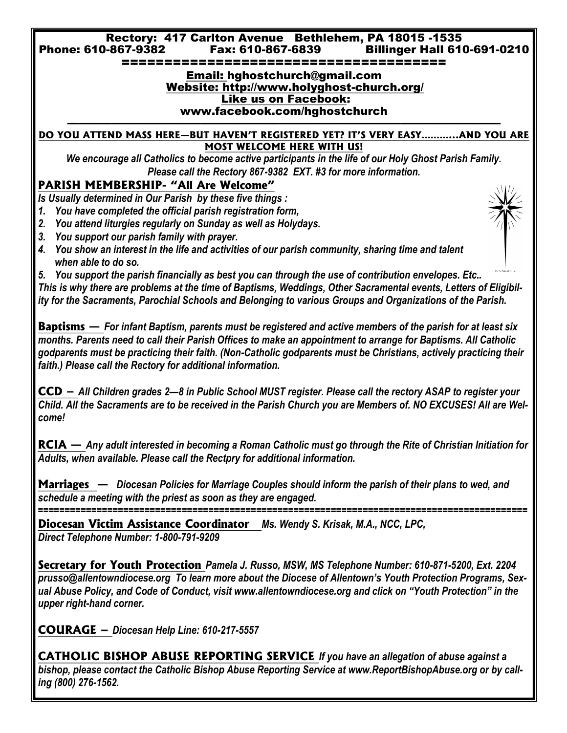**Rectory: 417 Carlton Avenue Bethlehem, PA 18015 -1535**
**Phone: 610-867-9382 Fax: 610-867-6839 Billinger Hall 610-691-0210**

**Email: hghostchurch@gmail.com**
**Website: http://www.holyghost-church.org/**
**Like us on Facebook:**
**www.facebook.com/hghostchurch**

---

**DO YOU ATTEND MASS HERE—BUT HAVEN'T REGISTERED YET? IT'S VERY EASY…………AND YOU ARE MOST WELCOME HERE WITH US!**

***We encourage all Catholics to become active participants in the life of our Holy Ghost Parish Family. Please call the Rectory 867-9382 EXT. #3 for more information.***

## PARISH MEMBERSHIP- "All Are Welcome"

***Is Usually determined in Our Parish by these five things :***

1. ***You have completed the official parish registration form,***
2. ***You attend liturgies regularly on Sunday as well as Holydays.***
3. ***You support our parish family with prayer.***
4. ***You show an interest in the life and activities of our parish community, sharing time and talent when able to do so.***
5. ***You support the parish financially as best you can through the use of contribution envelopes. Etc..***

***This is why there are problems at the time of Baptisms, Weddings, Other Sacramental events, Letters of Eligibility for the Sacraments, Parochial Schools and Belonging to various Groups and Organizations of the Parish.***

**Baptisms —** ***For infant Baptism, parents must be registered and active members of the parish for at least six months. Parents need to call their Parish Offices to make an appointment to arrange for Baptisms. All Catholic godparents must be practicing their faith. (Non-Catholic godparents must be Christians, actively practicing their faith.) Please call the Rectory for additional information.***

**CCD –** ***All Children grades 2—8 in Public School MUST register. Please call the rectory ASAP to register your Child. All the Sacraments are to be received in the Parish Church you are Members of. NO EXCUSES! All are Welcome!***

**RCIA —** ***Any adult interested in becoming a Roman Catholic must go through the Rite of Christian Initiation for Adults, when available. Please call the Rectpry for additional information.***

**Marriages —** ***Diocesan Policies for Marriage Couples should inform the parish of their plans to wed, and schedule a meeting with the priest as soon as they are engaged.***

---

**Diocesan Victim Assistance Coordinator** ***Ms. Wendy S. Krisak, M.A., NCC, LPC, Direct Telephone Number: 1-800-791-9209***

**Secretary for Youth Protection** ***Pamela J. Russo, MSW, MS Telephone Number: 610-871-5200, Ext. 2204 prusso@allentowndiocese.org To learn more about the Diocese of Allentown's Youth Protection Programs, Sexual Abuse Policy, and Code of Conduct, visit www.allentowndiocese.org and click on "Youth Protection" in the upper right-hand corner.***

**COURAGE –** ***Diocesan Help Line: 610-217-5557***

**CATHOLIC BISHOP ABUSE REPORTING SERVICE** ***If you have an allegation of abuse against a bishop, please contact the Catholic Bishop Abuse Reporting Service at www.ReportBishopAbuse.org or by calling (800) 276-1562.***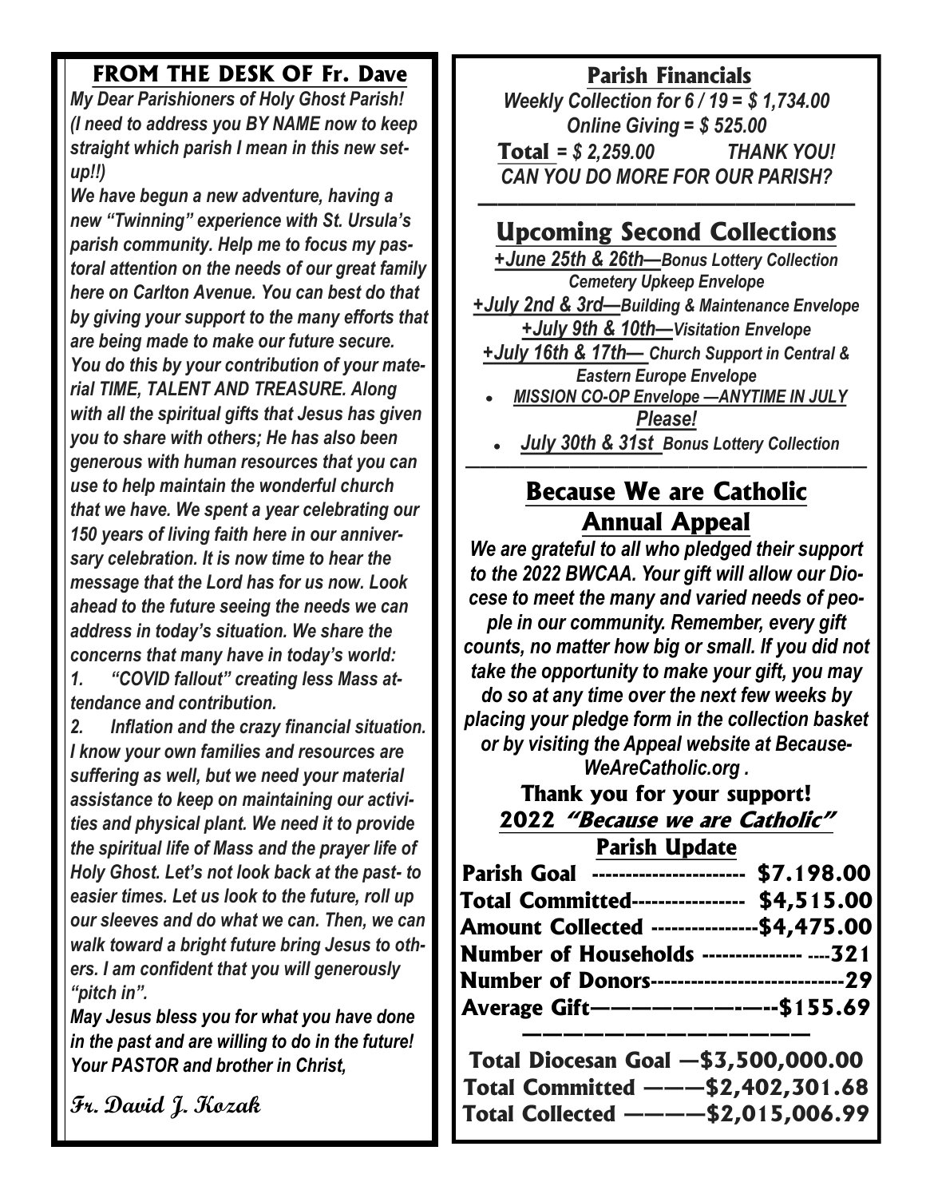## FROM THE DESK OF Fr. Dave

*My Dear Parishioners of Holy Ghost Parish! (I need to address you BY NAME now to keep straight which parish I mean in this new set-up!!)*

*We have begun a new adventure, having a new "Twinning" experience with St. Ursula's parish community. Help me to focus my pastoral attention on the needs of our great family here on Carlton Avenue. You can best do that by giving your support to the many efforts that are being made to make our future secure. You do this by your contribution of your material TIME, TALENT AND TREASURE. Along with all the spiritual gifts that Jesus has given you to share with others; He has also been generous with human resources that you can use to help maintain the wonderful church that we have. We spent a year celebrating our 150 years of living faith here in our anniversary celebration. It is now time to hear the message that the Lord has for us now. Look ahead to the future seeing the needs we can address in today's situation. We share the concerns that many have in today's world:*

1. *"COVID fallout" creating less Mass attendance and contribution.*
2. *Inflation and the crazy financial situation.*

*I know your own families and resources are suffering as well, but we need your material assistance to keep on maintaining our activities and physical plant. We need it to provide the spiritual life of Mass and the prayer life of Holy Ghost. Let's not look back at the past- to easier times. Let us look to the future, roll up our sleeves and do what we can. Then, we can walk toward a bright future bring Jesus to others. I am confident that you will generously "pitch in".*

*May Jesus bless you for what you have done in the past and are willing to do in the future!*
*Your PASTOR and brother in Christ,*

**Fr. David J. Kozak**

## Parish Financials

*Weekly Collection for 6 / 19 = $ 1,734.00*
*Online Giving = $ 525.00*
**Total** *= $ 2,259.00* *THANK YOU!*
*CAN YOU DO MORE FOR OUR PARISH?*

## Upcoming Second Collections

*+June 25th & 26th—Bonus Lottery Collection Cemetery Upkeep Envelope*
*+July 2nd & 3rd—Building & Maintenance Envelope*
*+July 9th & 10th—Visitation Envelope*
*+July 16th & 17th— Church Support in Central & Eastern Europe Envelope*

- *MISSION CO-OP Envelope —ANYTIME IN JULY Please!*
- *July 30th & 31st Bonus Lottery Collection*

## Because We are Catholic Annual Appeal

*We are grateful to all who pledged their support to the 2022 BWCAA. Your gift will allow our Diocese to meet the many and varied needs of people in our community. Remember, every gift counts, no matter how big or small. If you did not take the opportunity to make your gift, you may do so at any time over the next few weeks by placing your pledge form in the collection basket or by visiting the Appeal website at BecauseWeAreCatholic.org .*

**Thank you for your support!**

**2022 *"Because we are Catholic"* Parish Update**

**Parish Goal ---------------------- $7.198.00**
**Total Committed---------------- $4,515.00**
**Amount Collected ---------------$4,475.00**
**Number of Households --------------- ----321**
**Number of Donors----------------------------29**
**Average Gift————————-—--$155.69**

**Total Diocesan Goal —$3,500,000.00**
**Total Committed ———$2,402,301.68**
**Total Collected ————$2,015,006.99**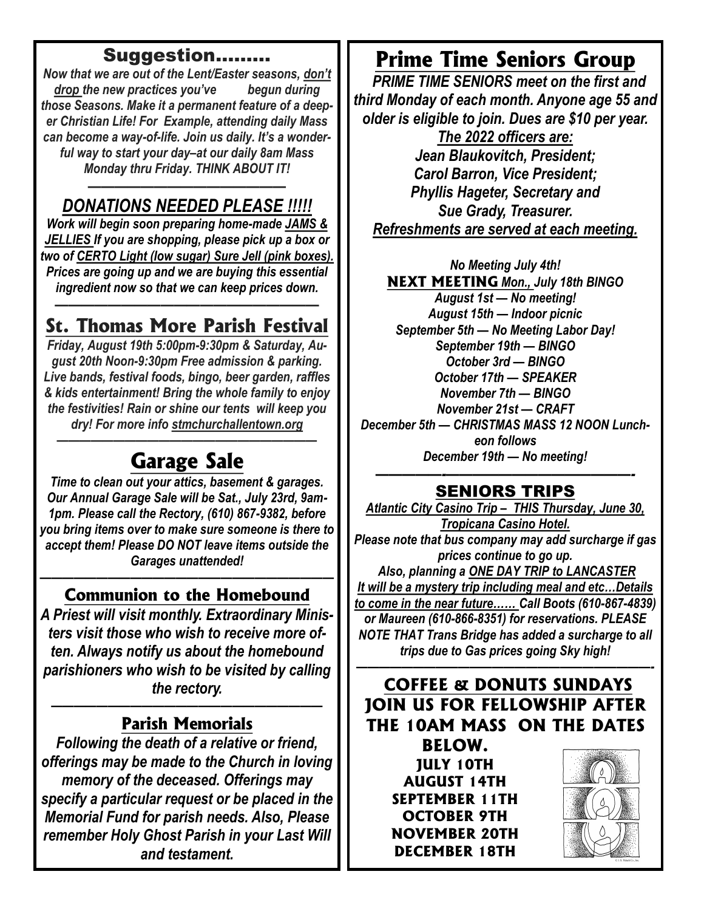## Suggestion.........

*Now that we are out of the Lent/Easter seasons, don't drop the new practices you've begun during those Seasons. Make it a permanent feature of a deeper Christian Life! For Example, attending daily Mass can become a way-of-life. Join us daily. It's a wonderful way to start your day–at our daily 8am Mass Monday thru Friday. THINK ABOUT IT!*

## *DONATIONS NEEDED PLEASE !!!!!*

***Work will begin soon preparing home-made JAMS & JELLIES If you are shopping, please pick up a box or two of CERTO Light (low sugar) Sure Jell (pink boxes). Prices are going up and we are buying this essential ingredient now so that we can keep prices down.***

## St. Thomas More Parish Festival

*Friday, August 19th 5:00pm-9:30pm & Saturday, August 20th Noon-9:30pm Free admission & parking. Live bands, festival foods, bingo, beer garden, raffles & kids entertainment! Bring the whole family to enjoy the festivities! Rain or shine our tents will keep you dry! For more info stmchurchallentown.org*

## Garage Sale

*Time to clean out your attics, basement & garages. Our Annual Garage Sale will be Sat., July 23rd, 9am-1pm. Please call the Rectory, (610) 867-9382, before you bring items over to make sure someone is there to accept them! Please DO NOT leave items outside the Garages unattended!*

## Communion to the Homebound

*A Priest will visit monthly. Extraordinary Ministers visit those who wish to receive more often. Always notify us about the homebound parishioners who wish to be visited by calling the rectory.*

## Parish Memorials

*Following the death of a relative or friend, offerings may be made to the Church in loving memory of the deceased. Offerings may specify a particular request or be placed in the Memorial Fund for parish needs. Also, Please remember Holy Ghost Parish in your Last Will and testament.*

## Prime Time Seniors Group

***PRIME TIME SENIORS meet on the first and third Monday of each month. Anyone age 55 and older is eligible to join. Dues are $10 per year.***

***The 2022 officers are:***

***Jean Blaukovitch, President;***
***Carol Barron, Vice President;***
***Phyllis Hageter, Secretary and***
***Sue Grady, Treasurer.***

***Refreshments are served at each meeting.***

*No Meeting July 4th!*
**NEXT MEETING** *Mon., July 18th BINGO*
*August 1st — No meeting!*
*August 15th — Indoor picnic*
*September 5th — No Meeting Labor Day!*
*September 19th — BINGO*
*October 3rd — BINGO*
*October 17th — SPEAKER*
*November 7th — BINGO*
*November 21st — CRAFT*
*December 5th — CHRISTMAS MASS 12 NOON Luncheon follows*
*December 19th — No meeting!*

## SENIORS TRIPS

*Atlantic City Casino Trip – THIS Thursday, June 30, Tropicana Casino Hotel.*

*Please note that bus company may add surcharge if gas prices continue to go up.*

*Also, planning a ONE DAY TRIP to LANCASTER It will be a mystery trip including meal and etc…Details to come in the near future…… Call Boots (610-867-4839) or Maureen (610-866-8351) for reservations. PLEASE NOTE THAT Trans Bridge has added a surcharge to all trips due to Gas prices going Sky high!*

## COFFEE & DONUTS SUNDAYS

**JOIN US FOR FELLOWSHIP AFTER THE 10AM MASS ON THE DATES BELOW.**

**JULY 10TH**
**AUGUST 14TH**
**SEPTEMBER 11TH**
**OCTOBER 9TH**
**NOVEMBER 20TH**
**DECEMBER 18TH**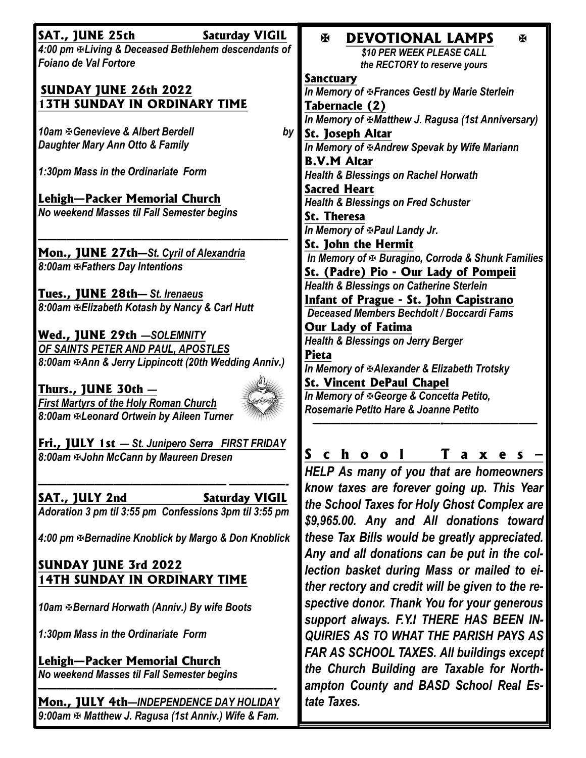**SAT., JUNE 25th** **Saturday VIGIL**

*4:00 pm ✠Living & Deceased Bethlehem descendants of Foiano de Val Fortore*

**SUNDAY JUNE 26th 2022**
**13TH SUNDAY IN ORDINARY TIME**

*10am ✠Genevieve & Albert Berdell by Daughter Mary Ann Otto & Family*

*1:30pm Mass in the Ordinariate Form*

**Lehigh—Packer Memorial Church**
*No weekend Masses til Fall Semester begins*

---

**Mon., JUNE 27th**—*St. Cyril of Alexandria*
*8:00am ✠Fathers Day Intentions*

**Tues., JUNE 28th**— *St. Irenaeus*
*8:00am ✠Elizabeth Kotash by Nancy & Carl Hutt*

**Wed., JUNE 29th** —*SOLEMNITY OF SAINTS PETER AND PAUL, APOSTLES*
*8:00am ✠Ann & Jerry Lippincott (20th Wedding Anniv.)*

**Thurs., JUNE 30th** —
*First Martyrs of the Holy Roman Church*
*8:00am ✠Leonard Ortwein by Aileen Turner*

**Fri., JULY 1st** — *St. Junipero Serra FIRST FRIDAY*
*8:00am ✠John McCann by Maureen Dresen*

---

**SAT., JULY 2nd** **Saturday VIGIL**
*Adoration 3 pm til 3:55 pm Confessions 3pm til 3:55 pm*

*4:00 pm ✠Bernadine Knoblick by Margo & Don Knoblick*

**SUNDAY JUNE 3rd 2022**
**14TH SUNDAY IN ORDINARY TIME**

*10am ✠Bernard Horwath (Anniv.) By wife Boots*

*1:30pm Mass in the Ordinariate Form*

**Lehigh—Packer Memorial Church**
*No weekend Masses til Fall Semester begins*

---

**Mon., JULY 4th**—*INDEPENDENCE DAY HOLIDAY*
*9:00am ✠ Matthew J. Ragusa (1st Anniv.) Wife & Fam.*

## ✠ DEVOTIONAL LAMPS ✠

*$10 PER WEEK PLEASE CALL the RECTORY to reserve yours*

**Sanctuary**
*In Memory of ✠Frances Gestl by Marie Sterlein*

**Tabernacle (2)**
*In Memory of ✠Matthew J. Ragusa (1st Anniversary)*

**St. Joseph Altar**
*In Memory of ✠Andrew Spevak by Wife Mariann*

**B.V.M Altar**
*Health & Blessings on Rachel Horwath*

**Sacred Heart**
*Health & Blessings on Fred Schuster*

**St. Theresa**
*In Memory of ✠Paul Landy Jr.*

**St. John the Hermit**
*In Memory of ✠ Buragino, Corroda & Shunk Families*

**St. (Padre) Pio - Our Lady of Pompeii**
*Health & Blessings on Catherine Sterlein*

**Infant of Prague - St. John Capistrano**
*Deceased Members Bechdolt / Boccardi Fams*

**Our Lady of Fatima**
*Health & Blessings on Jerry Berger*

**Pieta**
*In Memory of ✠Alexander & Elizabeth Trotsky*

**St. Vincent DePaul Chapel**
*In Memory of ✠George & Concetta Petito, Rosemarie Petito Hare & Joanne Petito*

---

**School Taxes** – *HELP As many of you that are homeowners know taxes are forever going up. This Year the School Taxes for Holy Ghost Complex are $9,965.00. Any and All donations toward these Tax Bills would be greatly appreciated. Any and all donations can be put in the collection basket during Mass or mailed to either rectory and credit will be given to the respective donor. Thank You for your generous support always. F.Y.I THERE HAS BEEN INQUIRIES AS TO WHAT THE PARISH PAYS AS FAR AS SCHOOL TAXES. All buildings except the Church Building are Taxable for Northampton County and BASD School Real Estate Taxes.*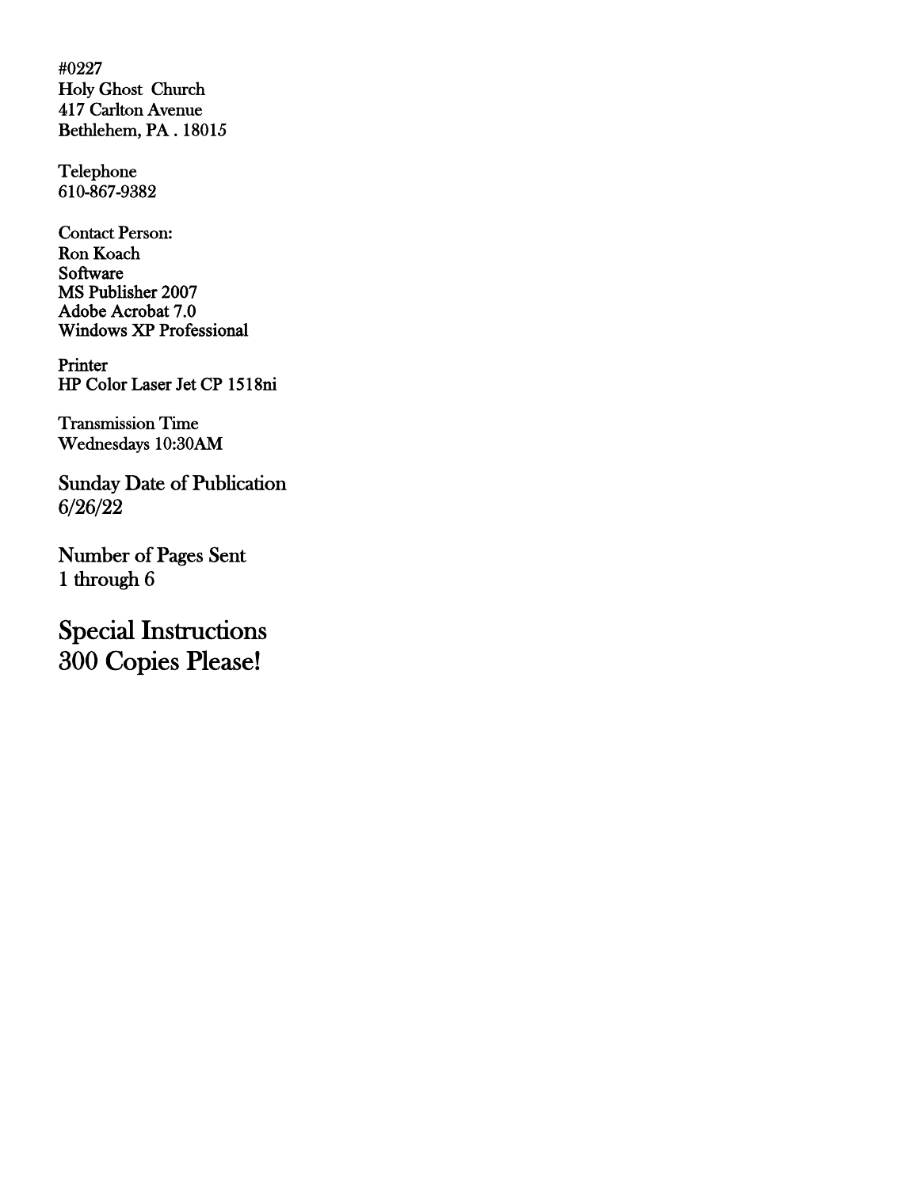#0227
Holy Ghost  Church
417 Carlton Avenue
Bethlehem, PA . 18015

Telephone
610-867-9382

Contact Person:
Ron Koach
Software
MS Publisher 2007
Adobe Acrobat 7.0
Windows XP Professional

Printer
HP Color Laser Jet CP 1518ni

Transmission Time
Wednesdays 10:30AM

Sunday Date of Publication
6/26/22

Number of Pages Sent
1 through 6

## Special Instructions
## 300 Copies Please!